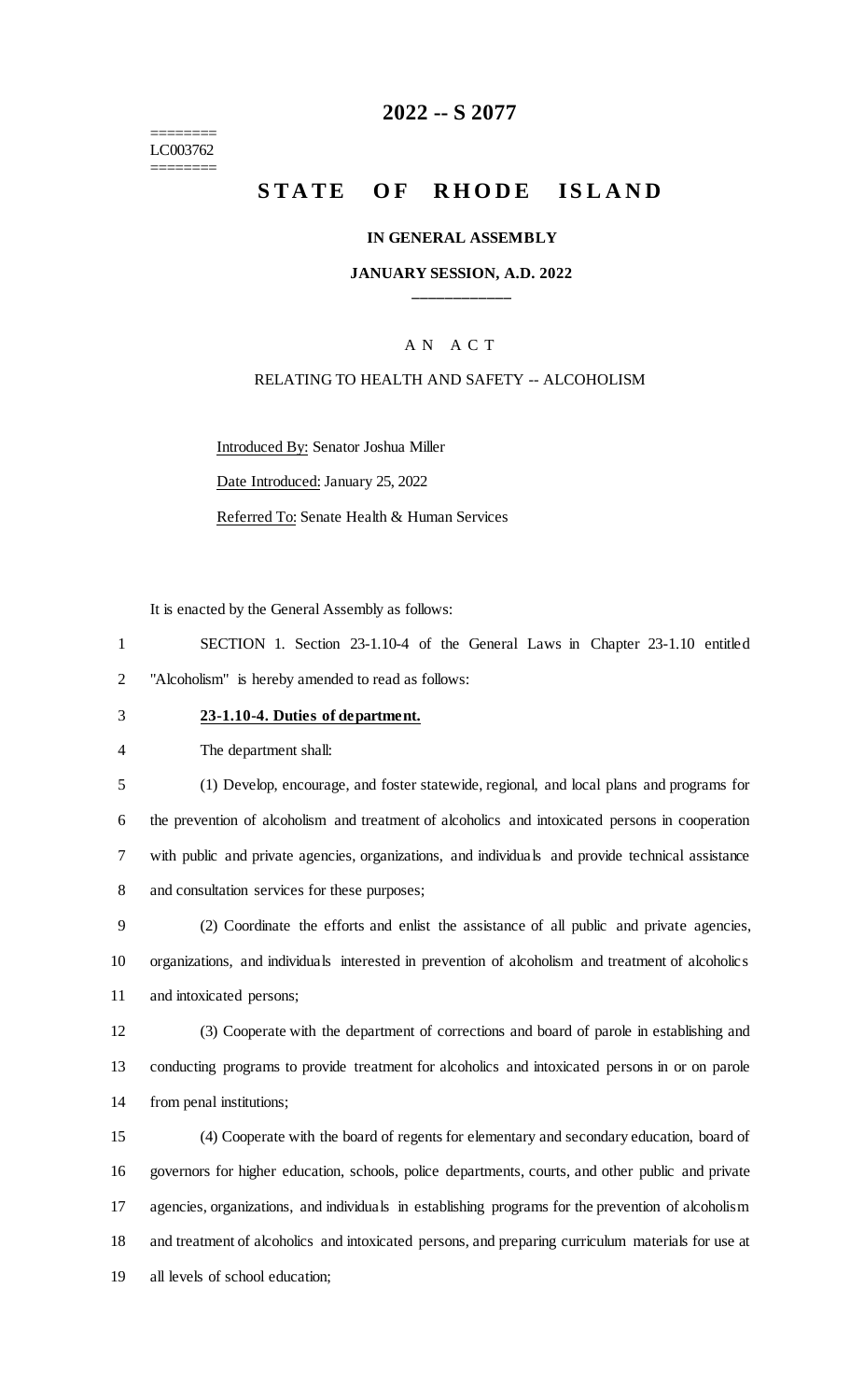========
LC003762
========

# 2022 -- S 2077

## STATE OF RHODE ISLAND

**IN GENERAL ASSEMBLY**

**JANUARY SESSION, A.D. 2022**

\_\_\_\_\_\_\_\_\_\_\_\_

A N A C T

RELATING TO HEALTH AND SAFETY -- ALCOHOLISM

Introduced By: Senator Joshua Miller

Date Introduced: January 25, 2022

Referred To: Senate Health & Human Services

It is enacted by the General Assembly as follows:

1 SECTION 1. Section 23-1.10-4 of the General Laws in Chapter 23-1.10 entitled
2 "Alcoholism" is hereby amended to read as follows:

3 **23-1.10-4. Duties of department.**

4 The department shall:

5 (1) Develop, encourage, and foster statewide, regional, and local plans and programs for
6 the prevention of alcoholism and treatment of alcoholics and intoxicated persons in cooperation
7 with public and private agencies, organizations, and individuals and provide technical assistance
8 and consultation services for these purposes;

9 (2) Coordinate the efforts and enlist the assistance of all public and private agencies,
10 organizations, and individuals interested in prevention of alcoholism and treatment of alcoholics
11 and intoxicated persons;

12 (3) Cooperate with the department of corrections and board of parole in establishing and
13 conducting programs to provide treatment for alcoholics and intoxicated persons in or on parole
14 from penal institutions;

15 (4) Cooperate with the board of regents for elementary and secondary education, board of
16 governors for higher education, schools, police departments, courts, and other public and private
17 agencies, organizations, and individuals in establishing programs for the prevention of alcoholism
18 and treatment of alcoholics and intoxicated persons, and preparing curriculum materials for use at
19 all levels of school education;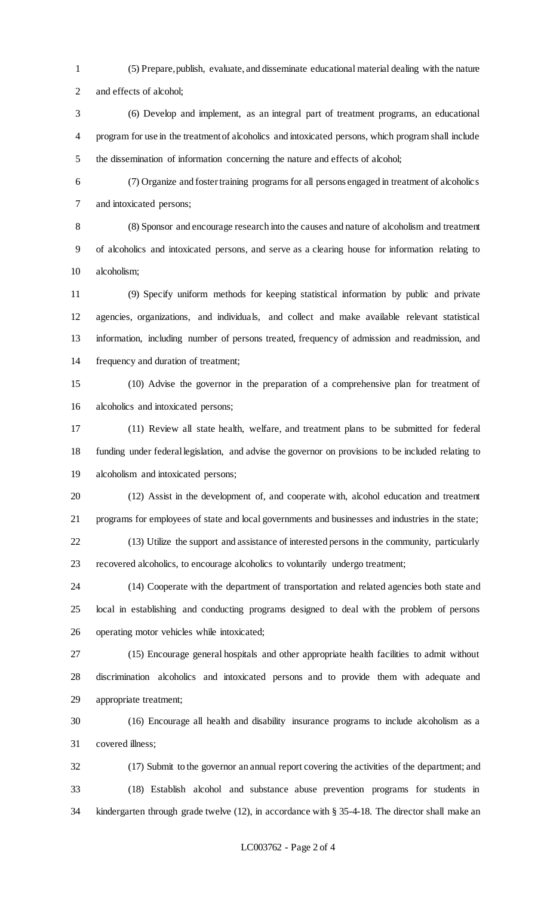(5) Prepare, publish, evaluate, and disseminate educational material dealing with the nature and effects of alcohol;

(6) Develop and implement, as an integral part of treatment programs, an educational program for use in the treatment of alcoholics and intoxicated persons, which program shall include the dissemination of information concerning the nature and effects of alcohol;

(7) Organize and foster training programs for all persons engaged in treatment of alcoholics and intoxicated persons;

(8) Sponsor and encourage research into the causes and nature of alcoholism and treatment of alcoholics and intoxicated persons, and serve as a clearing house for information relating to alcoholism;

(9) Specify uniform methods for keeping statistical information by public and private agencies, organizations, and individuals, and collect and make available relevant statistical information, including number of persons treated, frequency of admission and readmission, and frequency and duration of treatment;

(10) Advise the governor in the preparation of a comprehensive plan for treatment of alcoholics and intoxicated persons;

(11) Review all state health, welfare, and treatment plans to be submitted for federal funding under federal legislation, and advise the governor on provisions to be included relating to alcoholism and intoxicated persons;

(12) Assist in the development of, and cooperate with, alcohol education and treatment programs for employees of state and local governments and businesses and industries in the state;

(13) Utilize the support and assistance of interested persons in the community, particularly recovered alcoholics, to encourage alcoholics to voluntarily undergo treatment;

(14) Cooperate with the department of transportation and related agencies both state and local in establishing and conducting programs designed to deal with the problem of persons operating motor vehicles while intoxicated;

(15) Encourage general hospitals and other appropriate health facilities to admit without discrimination alcoholics and intoxicated persons and to provide them with adequate and appropriate treatment;

(16) Encourage all health and disability insurance programs to include alcoholism as a covered illness;

(17) Submit to the governor an annual report covering the activities of the department; and

(18) Establish alcohol and substance abuse prevention programs for students in kindergarten through grade twelve (12), in accordance with § 35-4-18. The director shall make an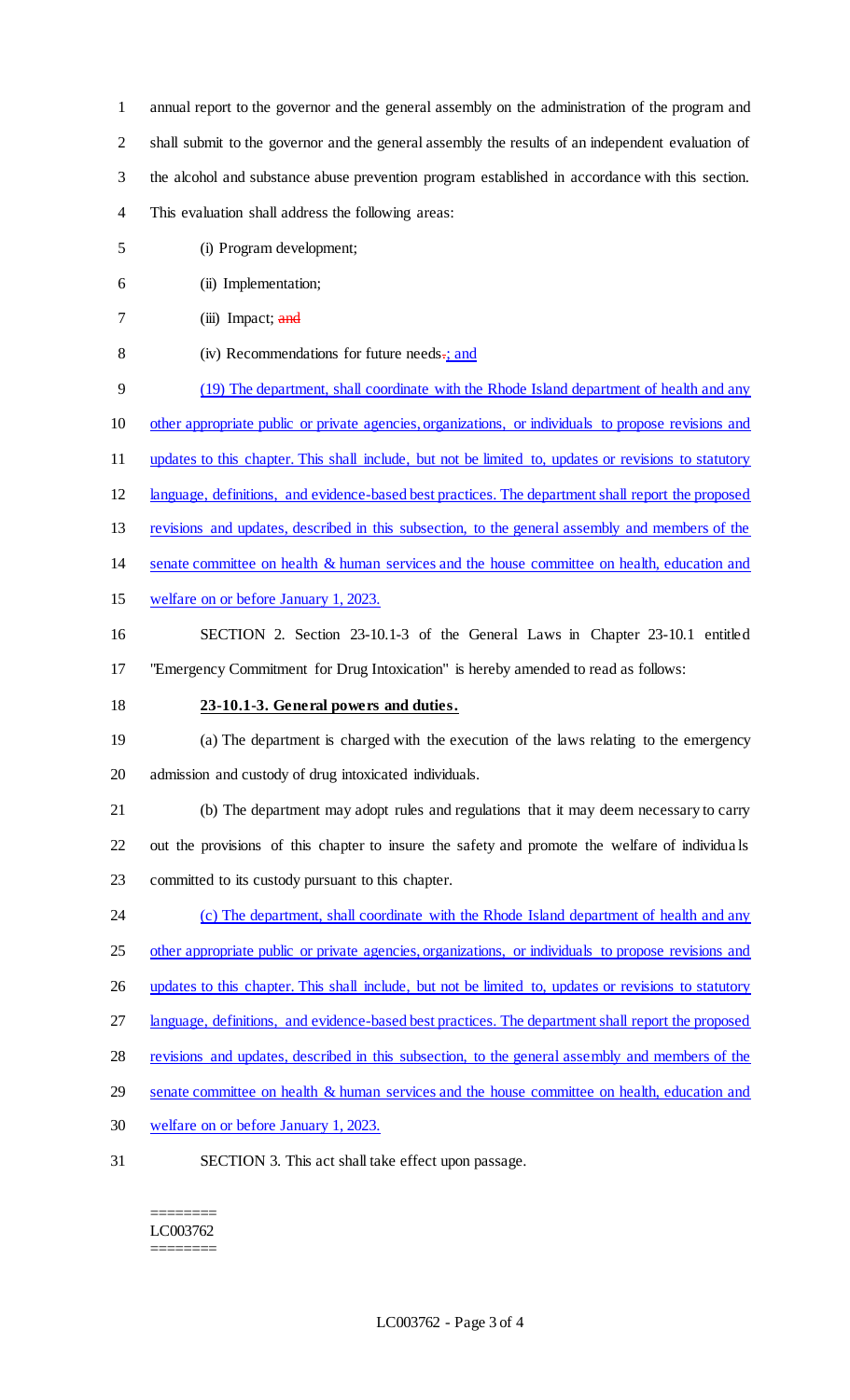annual report to the governor and the general assembly on the administration of the program and shall submit to the governor and the general assembly the results of an independent evaluation of the alcohol and substance abuse prevention program established in accordance with this section. This evaluation shall address the following areas:

(i) Program development;

(ii) Implementation;

(iii) Impact; ~~and~~

(iv) Recommendations for future needs~~.~~; and

(19) The department, shall coordinate with the Rhode Island department of health and any other appropriate public or private agencies, organizations, or individuals to propose revisions and updates to this chapter. This shall include, but not be limited to, updates or revisions to statutory language, definitions, and evidence-based best practices. The department shall report the proposed revisions and updates, described in this subsection, to the general assembly and members of the senate committee on health & human services and the house committee on health, education and welfare on or before January 1, 2023.

SECTION 2. Section 23-10.1-3 of the General Laws in Chapter 23-10.1 entitled "Emergency Commitment for Drug Intoxication" is hereby amended to read as follows:

**23-10.1-3. General powers and duties.**

(a) The department is charged with the execution of the laws relating to the emergency admission and custody of drug intoxicated individuals.

(b) The department may adopt rules and regulations that it may deem necessary to carry out the provisions of this chapter to insure the safety and promote the welfare of individuals committed to its custody pursuant to this chapter.

(c) The department, shall coordinate with the Rhode Island department of health and any other appropriate public or private agencies, organizations, or individuals to propose revisions and updates to this chapter. This shall include, but not be limited to, updates or revisions to statutory language, definitions, and evidence-based best practices. The department shall report the proposed revisions and updates, described in this subsection, to the general assembly and members of the senate committee on health & human services and the house committee on health, education and welfare on or before January 1, 2023.

SECTION 3. This act shall take effect upon passage.

========
LC003762
========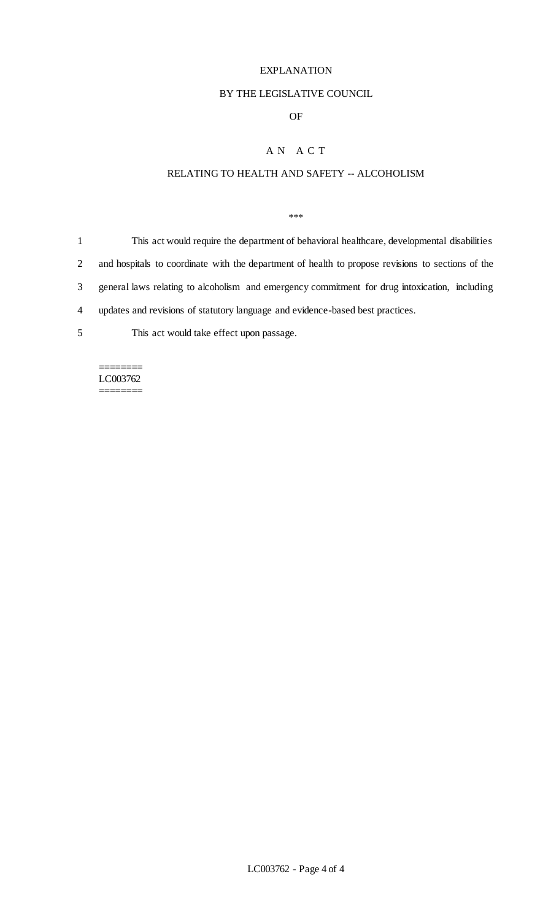EXPLANATION

BY THE LEGISLATIVE COUNCIL

OF

A N A C T

RELATING TO HEALTH AND SAFETY -- ALCOHOLISM

\*\*\*

1 This act would require the department of behavioral healthcare, developmental disabilities
2 and hospitals to coordinate with the department of health to propose revisions to sections of the
3 general laws relating to alcoholism and emergency commitment for drug intoxication, including
4 updates and revisions of statutory language and evidence-based best practices.
5 This act would take effect upon passage.

========
LC003762
========